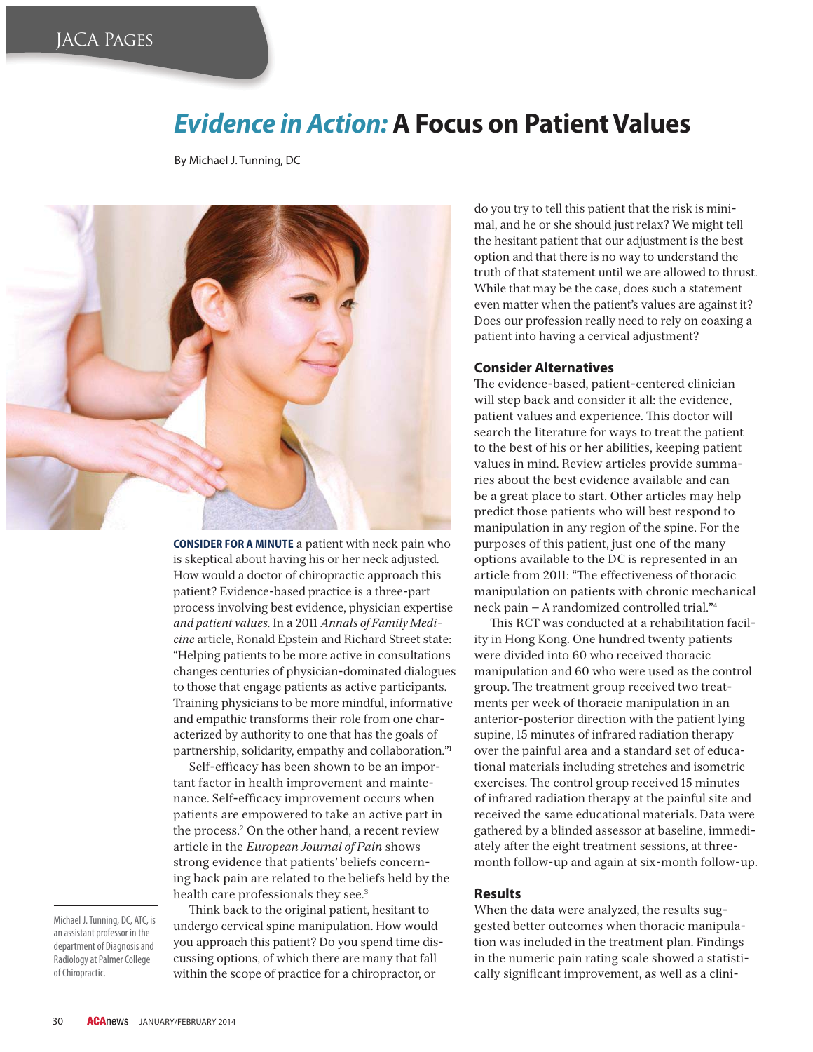# *Evidence in Action:* A Focus on Patient Values

By Michael J. Tunning, DC

**CONSIDER FOR A MINUTE** a patient with neck pain who is skeptical about having his or her neck adjusted. How would a doctor of chiropractic approach this patient? Evidence-based practice is a three-part process involving best evidence, physician expertise *and patient values*. In a 2011 *Annals of Family Medicine* article, Ronald Epstein and Richard Street state: "Helping patients to be more active in consultations changes centuries of physician-dominated dialogues to those that engage patients as active participants. Training physicians to be more mindful, informative and empathic transforms their role from one characterized by authority to one that has the goals of partnership, solidarity, empathy and collaboration."[1]

Self-efficacy has been shown to be an important factor in health improvement and maintenance. Self-efficacy improvement occurs when patients are empowered to take an active part in the process.[2] On the other hand, a recent review article in the *European Journal of Pain* shows strong evidence that patients' beliefs concerning back pain are related to the beliefs held by the health care professionals they see.[3]

Think back to the original patient, hesitant to undergo cervical spine manipulation. How would you approach this patient? Do you spend time discussing options, of which there are many that fall within the scope of practice for a chiropractor, or do you try to tell this patient that the risk is minimal, and he or she should just relax? We might tell the hesitant patient that our adjustment is the best option and that there is no way to understand the truth of that statement until we are allowed to thrust. While that may be the case, does such a statement even matter when the patient's values are against it? Does our profession really need to rely on coaxing a patient into having a cervical adjustment?

Michael J. Tunning, DC, ATC, is an assistant professor in the department of Diagnosis and Radiology at Palmer College of Chiropractic.

## Consider Alternatives

The evidence-based, patient-centered clinician will step back and consider it all: the evidence, patient values and experience. This doctor will search the literature for ways to treat the patient to the best of his or her abilities, keeping patient values in mind. Review articles provide summaries about the best evidence available and can be a great place to start. Other articles may help predict those patients who will best respond to manipulation in any region of the spine. For the purposes of this patient, just one of the many options available to the DC is represented in an article from 2011: "The effectiveness of thoracic manipulation on patients with chronic mechanical neck pain – A randomized controlled trial."[4]

This RCT was conducted at a rehabilitation facility in Hong Kong. One hundred twenty patients were divided into 60 who received thoracic manipulation and 60 who were used as the control group. The treatment group received two treatments per week of thoracic manipulation in an anterior-posterior direction with the patient lying supine, 15 minutes of infrared radiation therapy over the painful area and a standard set of educational materials including stretches and isometric exercises. The control group received 15 minutes of infrared radiation therapy at the painful site and received the same educational materials. Data were gathered by a blinded assessor at baseline, immediately after the eight treatment sessions, at three-month follow-up and again at six-month follow-up.

## Results

When the data were analyzed, the results suggested better outcomes when thoracic manipulation was included in the treatment plan. Findings in the numeric pain rating scale showed a statistically significant improvement, as well as a clini-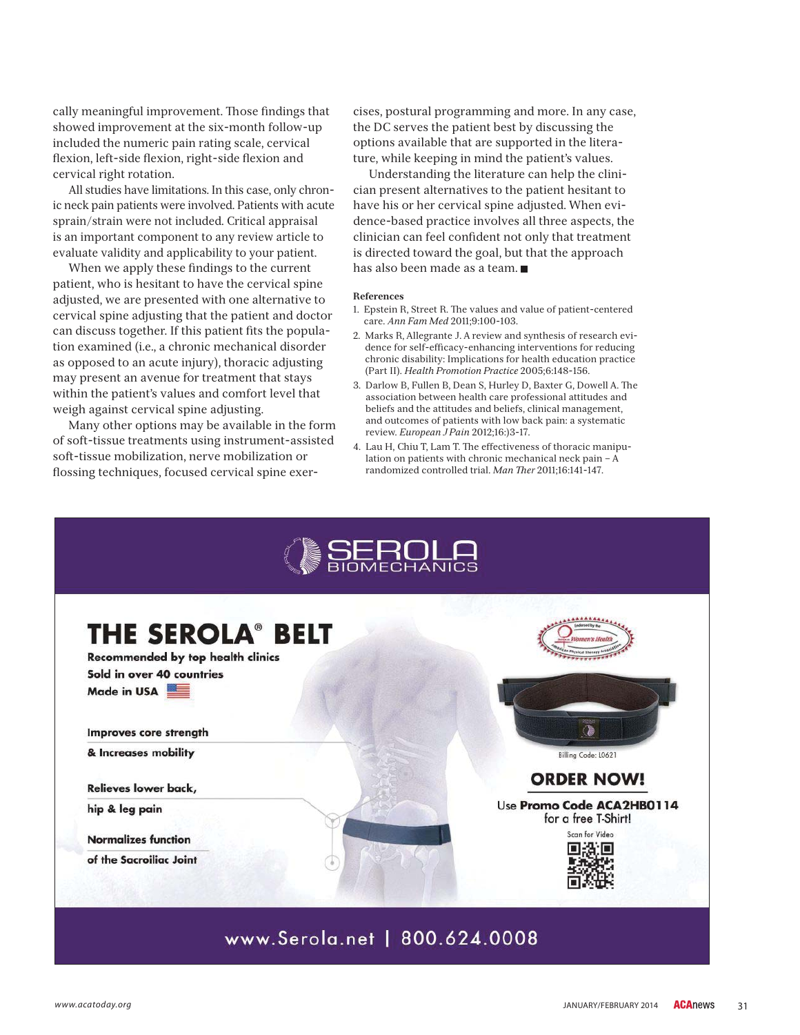cally meaningful improvement. Those findings that showed improvement at the six-month follow-up included the numeric pain rating scale, cervical flexion, left-side flexion, right-side flexion and cervical right rotation.

All studies have limitations. In this case, only chronic neck pain patients were involved. Patients with acute sprain/strain were not included. Critical appraisal is an important component to any review article to evaluate validity and applicability to your patient.

When we apply these findings to the current patient, who is hesitant to have the cervical spine adjusted, we are presented with one alternative to cervical spine adjusting that the patient and doctor can discuss together. If this patient fits the population examined (i.e., a chronic mechanical disorder as opposed to an acute injury), thoracic adjusting may present an avenue for treatment that stays within the patient's values and comfort level that weigh against cervical spine adjusting.

Many other options may be available in the form of soft-tissue treatments using instrument-assisted soft-tissue mobilization, nerve mobilization or flossing techniques, focused cervical spine exercises, postural programming and more. In any case, the DC serves the patient best by discussing the options available that are supported in the literature, while keeping in mind the patient's values.

Understanding the literature can help the clinician present alternatives to the patient hesitant to have his or her cervical spine adjusted. When evidence-based practice involves all three aspects, the clinician can feel confident not only that treatment is directed toward the goal, but that the approach has also been made as a team. ■

**References**

1. Epstein R, Street R. The values and value of patient-centered care. *Ann Fam Med* 2011;9:100-103.
2. Marks R, Allegrante J. A review and synthesis of research evidence for self-efficacy-enhancing interventions for reducing chronic disability: Implications for health education practice (Part II). *Health Promotion Practice* 2005;6:148-156.
3. Darlow B, Fullen B, Dean S, Hurley D, Baxter G, Dowell A. The association between health care professional attitudes and beliefs and the attitudes and beliefs, clinical management, and outcomes of patients with low back pain: a systematic review. *European J Pain* 2012;16:)3-17.
4. Lau H, Chiu T, Lam T. The effectiveness of thoracic manipulation on patients with chronic mechanical neck pain – A randomized controlled trial. *Man Ther* 2011;16:141-147.

SEROLA BIOMECHANICS

**THE SEROLA® BELT**

**Recommended by top health clinics**
**Sold in over 40 countries**
**Made in USA**

**Improves core strength & Increases mobility**

**Relieves lower back, hip & leg pain**

**Normalizes function of the Sacroiliac Joint**

Endorsed by the Section on Women's Health American Physical Therapy Association

Billing Code: L0621

**ORDER NOW!**

Use **Promo Code ACA2HB0114** for a free T-Shirt!

Scan for Video

www.Serola.net | 800.624.0008